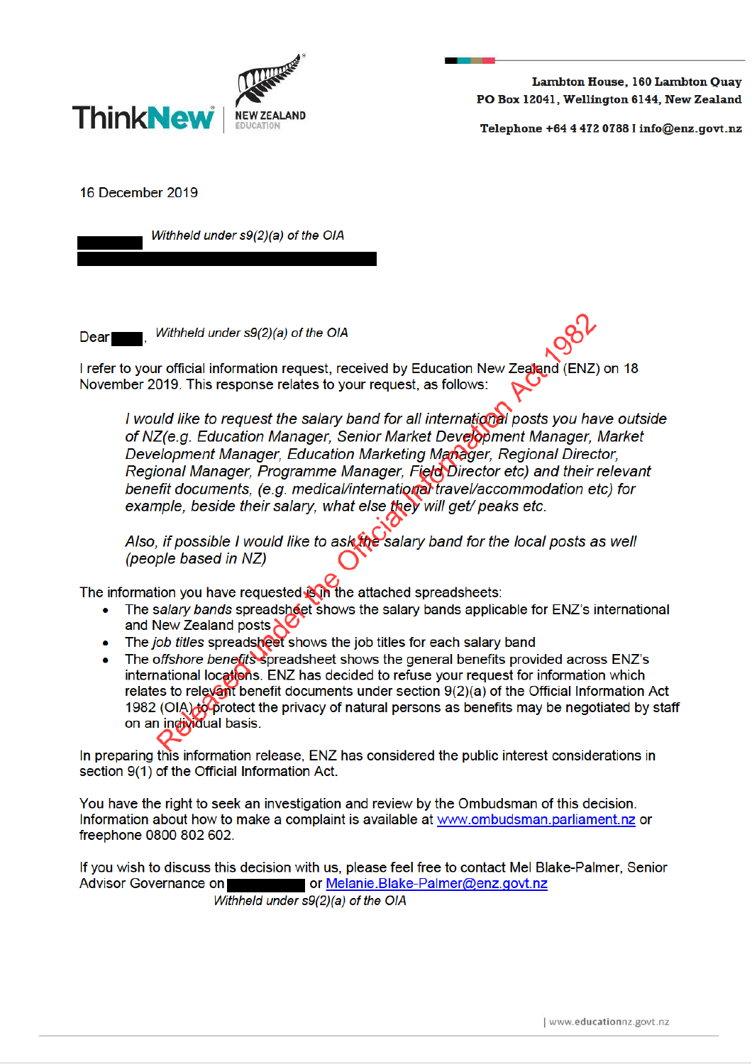ThinkNew NEW ZEALAND EDUCATION

Lambton House, 160 Lambton Quay
PO Box 12041, Wellington 6144, New Zealand

Telephone +64 4 472 0788 I info@enz.govt.nz

16 December 2019

*Withheld under s9(2)(a) of the OIA*

Dear , *Withheld under s9(2)(a) of the OIA*

I refer to your official information request, received by Education New Zealand (ENZ) on 18 November 2019. This response relates to your request, as follows:

> *I would like to request the salary band for all international posts you have outside of NZ(e.g. Education Manager, Senior Market Development Manager, Market Development Manager, Education Marketing Manager, Regional Director, Regional Manager, Programme Manager, Field Director etc) and their relevant benefit documents, (e.g. medical/international travel/accommodation etc) for example, beside their salary, what else they will get/ peaks etc.*
>
> *Also, if possible I would like to ask the salary band for the local posts as well (people based in NZ)*

The information you have requested is in the attached spreadsheets:

- The *salary bands* spreadsheet shows the salary bands applicable for ENZ's international and New Zealand posts
- The *job titles* spreadsheet shows the job titles for each salary band
- The *offshore benefits* spreadsheet shows the general benefits provided across ENZ's international locations. ENZ has decided to refuse your request for information which relates to relevant benefit documents under section 9(2)(a) of the Official Information Act 1982 (OIA) to protect the privacy of natural persons as benefits may be negotiated by staff on an individual basis.

In preparing this information release, ENZ has considered the public interest considerations in section 9(1) of the Official Information Act.

You have the right to seek an investigation and review by the Ombudsman of this decision. Information about how to make a complaint is available at www.ombudsman.parliament.nz or freephone 0800 802 602.

If you wish to discuss this decision with us, please feel free to contact Mel Blake-Palmer, Senior Advisor Governance on or Melanie.Blake-Palmer@enz.govt.nz

*Withheld under s9(2)(a) of the OIA*

Released under the Official Information Act 1982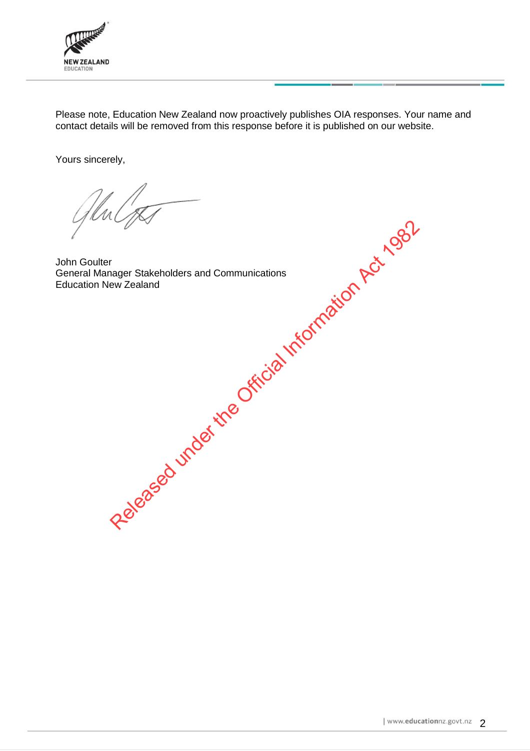Please note, Education New Zealand now proactively publishes OIA responses. Your name and contact details will be removed from this response before it is published on our website.

Yours sincerely,

John Goulter
General Manager Stakeholders and Communications
Education New Zealand

Released under the Official Information Act 1982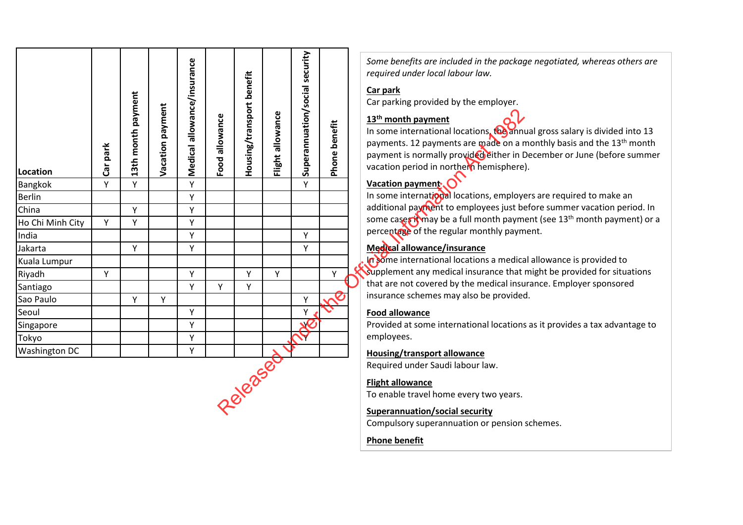| Location | Car park | 13th month payment | Vacation payment | Medical allowance/insurance | Food allowance | Housing/transport benefit | Flight allowance | Superannuation/social security | Phone benefit |
|---|---|---|---|---|---|---|---|---|---|
| Bangkok | Y | Y | | Y | | | | Y | |
| Berlin | | | | Y | | | | | |
| China | | Y | | Y | | | | | |
| Ho Chi Minh City | Y | Y | | Y | | | | | |
| India | | | | Y | | | | Y | |
| Jakarta | | Y | | Y | | | | Y | |
| Kuala Lumpur | | | | | | | | | |
| Riyadh | Y | | | Y | | Y | Y | | Y |
| Santiago | | | | Y | Y | Y | | | |
| Sao Paulo | | Y | Y | | | | | Y | |
| Seoul | | | | Y | | | | Y | |
| Singapore | | | | Y | | | | Y | |
| Tokyo | | | | Y | | | | Y | |
| Washington DC | | | | Y | | | | | |

*Some benefits are included in the package negotiated, whereas others are required under local labour law.*

**Car park**
Car parking provided by the employer.

**13th month payment**
In some international locations, the annual gross salary is divided into 13 payments. 12 payments are made on a monthly basis and the 13th month payment is normally provided either in December or June (before summer vacation period in northern hemisphere).

**Vacation payment**
In some international locations, employers are required to make an additional payment to employees just before summer vacation period. In some cases it may be a full month payment (see 13th month payment) or a percentage of the regular monthly payment.

**Medical allowance/insurance**
In some international locations a medical allowance is provided to supplement any medical insurance that might be provided for situations that are not covered by the medical insurance. Employer sponsored insurance schemes may also be provided.

**Food allowance**
Provided at some international locations as it provides a tax advantage to employees.

**Housing/transport allowance**
Required under Saudi labour law.

**Flight allowance**
To enable travel home every two years.

**Superannuation/social security**
Compulsory superannuation or pension schemes.

**Phone benefit**

Released under the Official Information Act 1982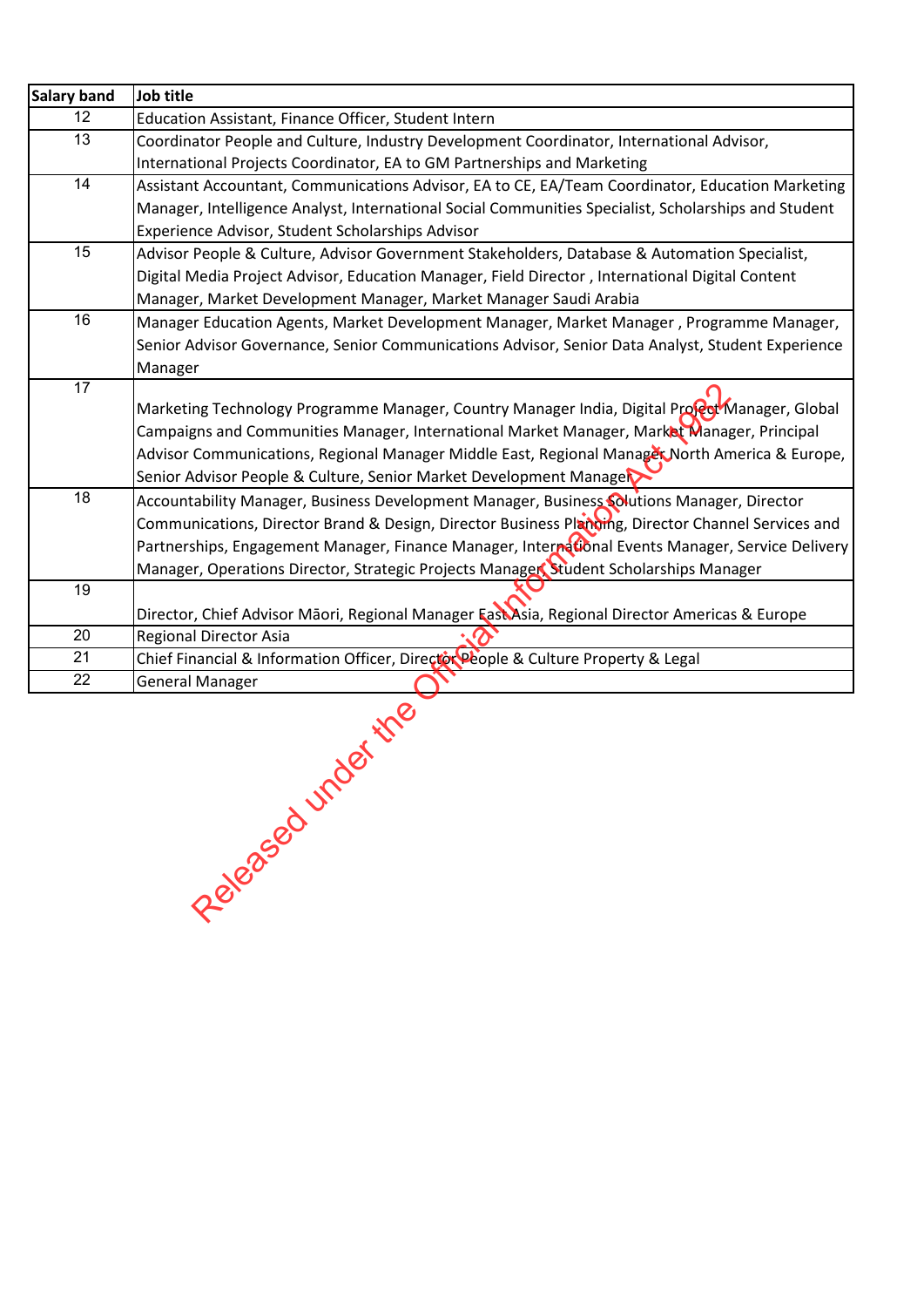| Salary band | Job title |
|---|---|
| 12 | Education Assistant, Finance Officer, Student Intern |
| 13 | Coordinator People and Culture, Industry Development Coordinator, International Advisor, International Projects Coordinator, EA to GM Partnerships and Marketing |
| 14 | Assistant Accountant, Communications Advisor, EA to CE, EA/Team Coordinator, Education Marketing Manager, Intelligence Analyst, International Social Communities Specialist, Scholarships and Student Experience Advisor, Student Scholarships Advisor |
| 15 | Advisor People & Culture, Advisor Government Stakeholders, Database & Automation Specialist, Digital Media Project Advisor, Education Manager, Field Director , International Digital Content Manager, Market Development Manager, Market Manager Saudi Arabia |
| 16 | Manager Education Agents, Market Development Manager, Market Manager , Programme Manager, Senior Advisor Governance, Senior Communications Advisor, Senior Data Analyst, Student Experience Manager |
| 17 | Marketing Technology Programme Manager, Country Manager India, Digital Project Manager, Global Campaigns and Communities Manager, International Market Manager, Market Manager, Principal Advisor Communications, Regional Manager Middle East, Regional Manager North America & Europe, Senior Advisor People & Culture, Senior Market Development Manager |
| 18 | Accountability Manager, Business Development Manager, Business Solutions Manager, Director Communications, Director Brand & Design, Director Business Planning, Director Channel Services and Partnerships, Engagement Manager, Finance Manager, International Events Manager, Service Delivery Manager, Operations Director, Strategic Projects Manager, Student Scholarships Manager |
| 19 | Director, Chief Advisor Māori, Regional Manager East Asia, Regional Director Americas & Europe |
| 20 | Regional Director Asia |
| 21 | Chief Financial & Information Officer, Director People & Culture Property & Legal |
| 22 | General Manager |

Released under the Official Information Act 1982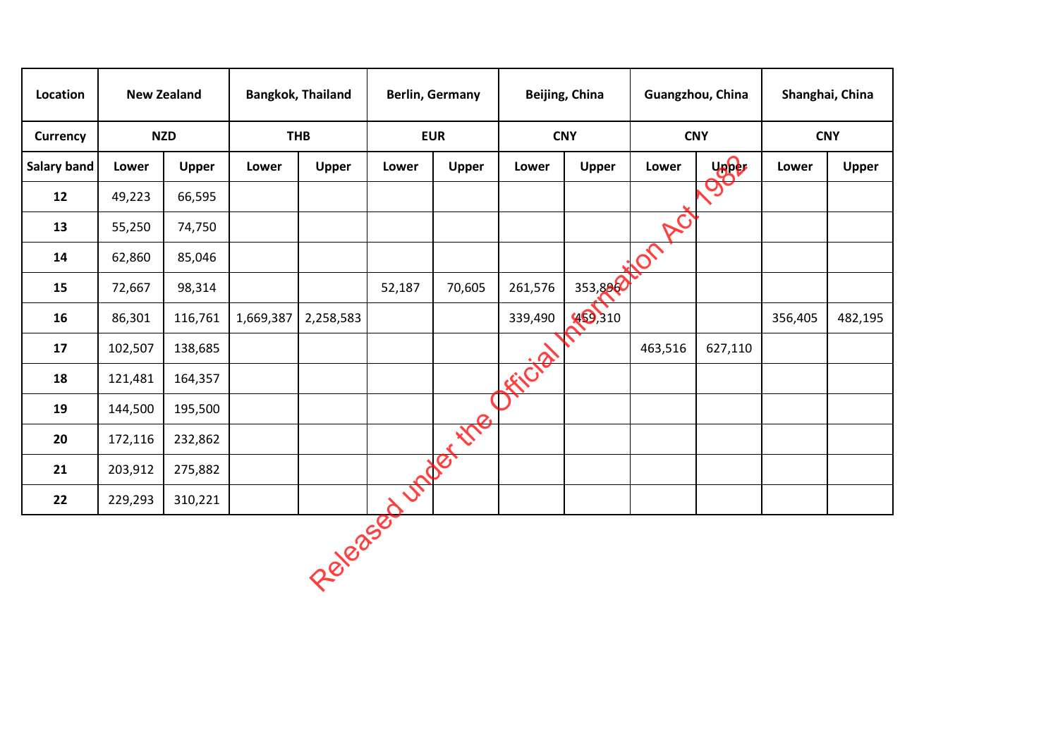| Location | New Zealand | | Bangkok, Thailand | | Berlin, Germany | | Beijing, China | | Guangzhou, China | | Shanghai, China | |
|---|---|---|---|---|---|---|---|---|---|---|---|---|
| Currency | NZD | | THB | | EUR | | CNY | | CNY | | CNY | |
| Salary band | Lower | Upper | Lower | Upper | Lower | Upper | Lower | Upper | Lower | Upper | Lower | Upper |
| 12 | 49,223 | 66,595 | | | | | | | | | | |
| 13 | 55,250 | 74,750 | | | | | | | | | | |
| 14 | 62,860 | 85,046 | | | | | | | | | | |
| 15 | 72,667 | 98,314 | | | 52,187 | 70,605 | 261,576 | 353,896 | | | | |
| 16 | 86,301 | 116,761 | 1,669,387 | 2,258,583 | | | 339,490 | 459,310 | | | 356,405 | 482,195 |
| 17 | 102,507 | 138,685 | | | | | | | 463,516 | 627,110 | | |
| 18 | 121,481 | 164,357 | | | | | | | | | | |
| 19 | 144,500 | 195,500 | | | | | | | | | | |
| 20 | 172,116 | 232,862 | | | | | | | | | | |
| 21 | 203,912 | 275,882 | | | | | | | | | | |
| 22 | 229,293 | 310,221 | | | | | | | | | | |

Released under the Official Information Act 1982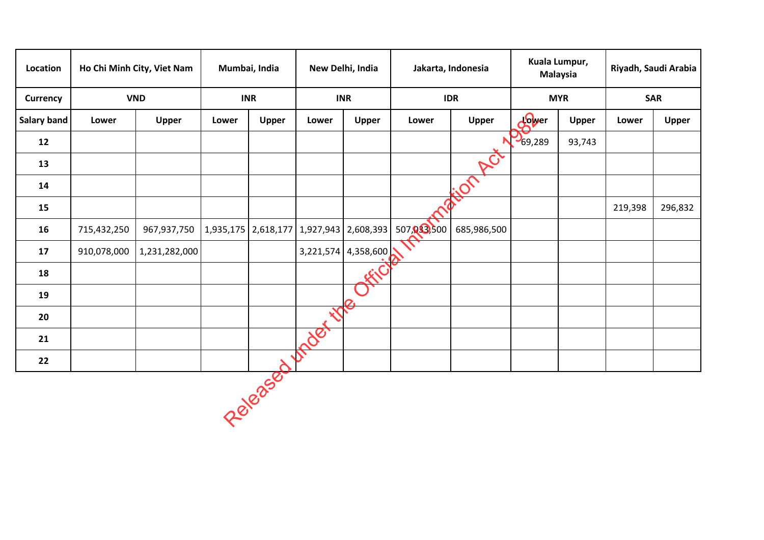| Location | Ho Chi Minh City, Viet Nam | | Mumbai, India | | New Delhi, India | | Jakarta, Indonesia | | Kuala Lumpur, Malaysia | | Riyadh, Saudi Arabia | |
|---|---|---|---|---|---|---|---|---|---|---|---|---|
| Currency | VND | | INR | | INR | | IDR | | MYR | | SAR | |
| Salary band | Lower | Upper | Lower | Upper | Lower | Upper | Lower | Upper | Lower | Upper | Lower | Upper |
| 12 | | | | | | | | | 69,289 | 93,743 | | |
| 13 | | | | | | | | | | | | |
| 14 | | | | | | | | | | | | |
| 15 | | | | | | | | | | | 219,398 | 296,832 |
| 16 | 715,432,250 | 967,937,750 | 1,935,175 | 2,618,177 | 1,927,943 | 2,608,393 | 507,033,500 | 685,986,500 | | | | |
| 17 | 910,078,000 | 1,231,282,000 | | | 3,221,574 | 4,358,600 | | | | | | |
| 18 | | | | | | | | | | | | |
| 19 | | | | | | | | | | | | |
| 20 | | | | | | | | | | | | |
| 21 | | | | | | | | | | | | |
| 22 | | | | | | | | | | | | |

Released under the Official Information Act 1982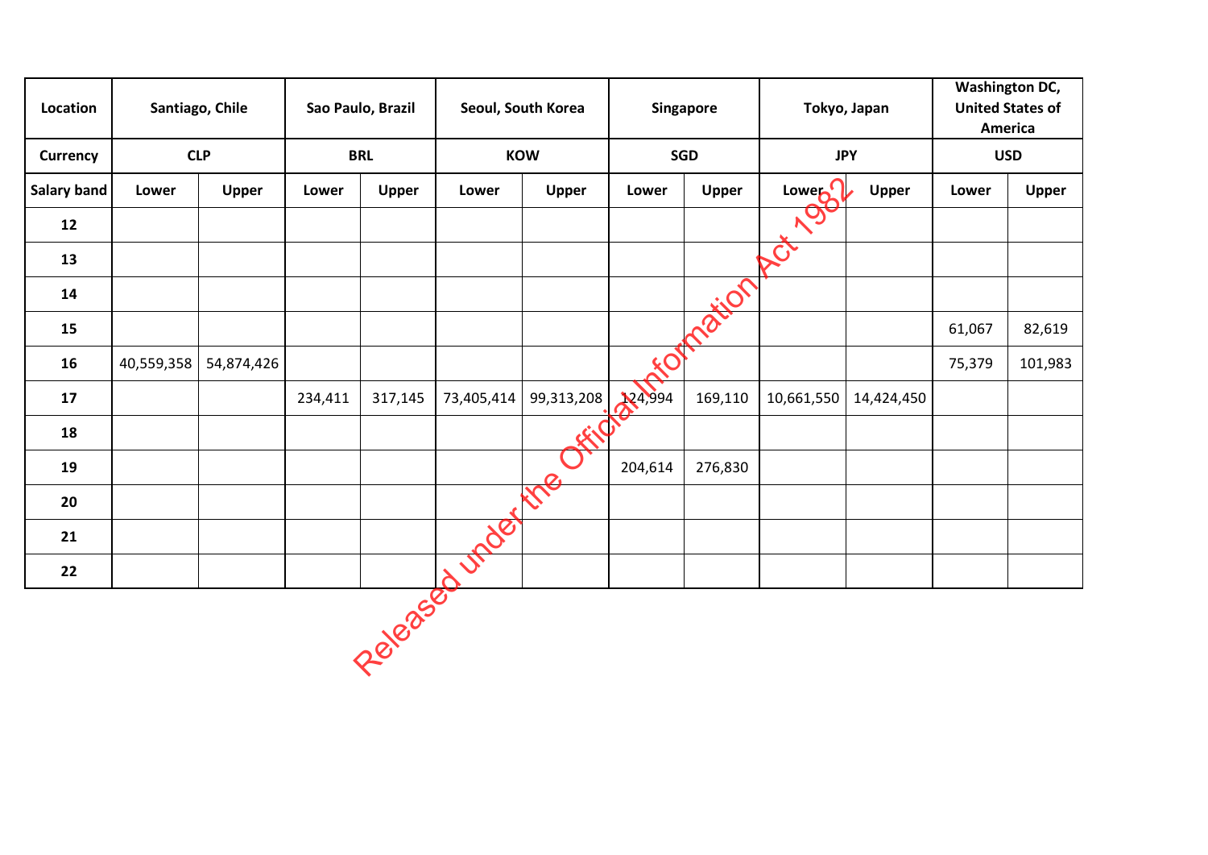| Location | Santiago, Chile | | Sao Paulo, Brazil | | Seoul, South Korea | | Singapore | | Tokyo, Japan | | Washington DC, United States of America | |
|---|---|---|---|---|---|---|---|---|---|---|---|---|
| Currency | CLP | | BRL | | KOW | | SGD | | JPY | | USD | |
| Salary band | Lower | Upper | Lower | Upper | Lower | Upper | Lower | Upper | Lower | Upper | Lower | Upper |
| 12 | | | | | | | | | | | | |
| 13 | | | | | | | | | | | | |
| 14 | | | | | | | | | | | | |
| 15 | | | | | | | | | | | 61,067 | 82,619 |
| 16 | 40,559,358 | 54,874,426 | | | | | | | | | 75,379 | 101,983 |
| 17 | | | 234,411 | 317,145 | 73,405,414 | 99,313,208 | 124,994 | 169,110 | 10,661,550 | 14,424,450 | | |
| 18 | | | | | | | | | | | | |
| 19 | | | | | | | 204,614 | 276,830 | | | | |
| 20 | | | | | | | | | | | | |
| 21 | | | | | | | | | | | | |
| 22 | | | | | | | | | | | | |

Released under the Official Information Act 1982